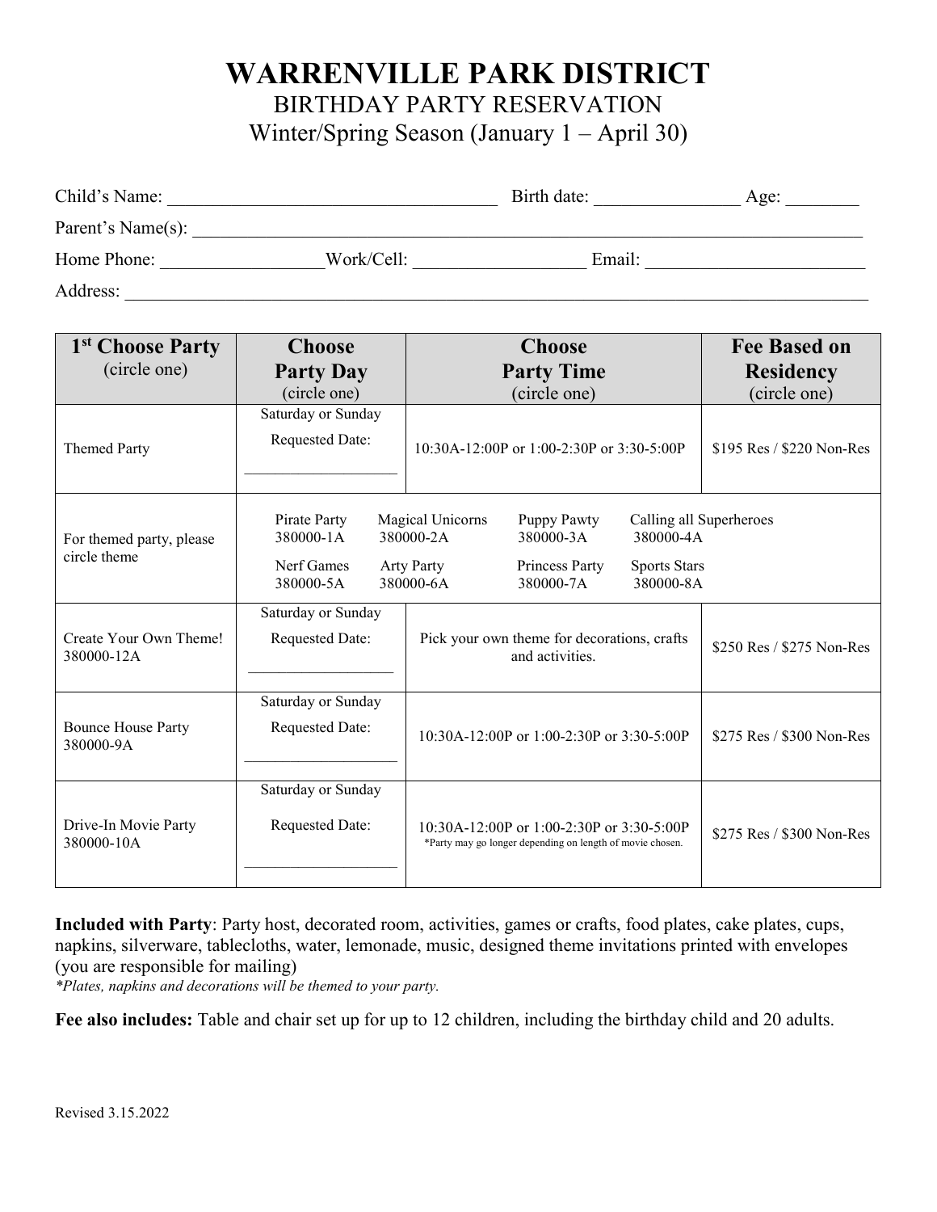# WARRENVILLE PARK DISTRICT

## BIRTHDAY PARTY RESERVATION

## Winter/Spring Season (January 1 – April 30)

Child's Name: ___________________________________ Birth date: _______________ Age: ________

Parent's Name(s): ___________________________________________________________________________

Home Phone: _________________Work/Cell: __________________ Email: ________________________

Address: ___________________________________________________________________________________

| 1st Choose Party (circle one) | Choose Party Day (circle one) | Choose Party Time (circle one) | Fee Based on Residency (circle one) |
|---|---|---|---|
| Themed Party | Saturday or Sunday<br>Requested Date:<br>___________________ | 10:30A-12:00P or 1:00-2:30P or 3:30-5:00P | $195 Res / $220 Non-Res |
| For themed party, please circle theme | Pirate Party 380000-1A<br>Nerf Games 380000-5A | Magical Unicorns 380000-2A<br>Arty Party 380000-6A<br>Puppy Pawty 380000-3A<br>Princess Party 380000-7A | Calling all Superheroes 380000-4A<br>Sports Stars 380000-8A |
| Create Your Own Theme!<br>380000-12A | Saturday or Sunday<br>Requested Date:<br>___________________ | Pick your own theme for decorations, crafts and activities. | $250 Res / $275 Non-Res |
| Bounce House Party<br>380000-9A | Saturday or Sunday<br>Requested Date:<br>___________________ | 10:30A-12:00P or 1:00-2:30P or 3:30-5:00P | $275 Res / $300 Non-Res |
| Drive-In Movie Party<br>380000-10A | Saturday or Sunday<br>Requested Date:<br>___________________ | 10:30A-12:00P or 1:00-2:30P or 3:30-5:00P<br>*Party may go longer depending on length of movie chosen. | $275 Res / $300 Non-Res |

**Included with Party**: Party host, decorated room, activities, games or crafts, food plates, cake plates, cups, napkins, silverware, tablecloths, water, lemonade, music, designed theme invitations printed with envelopes (you are responsible for mailing)

*\*Plates, napkins and decorations will be themed to your party.*

**Fee also includes:** Table and chair set up for up to 12 children, including the birthday child and 20 adults.

Revised 3.15.2022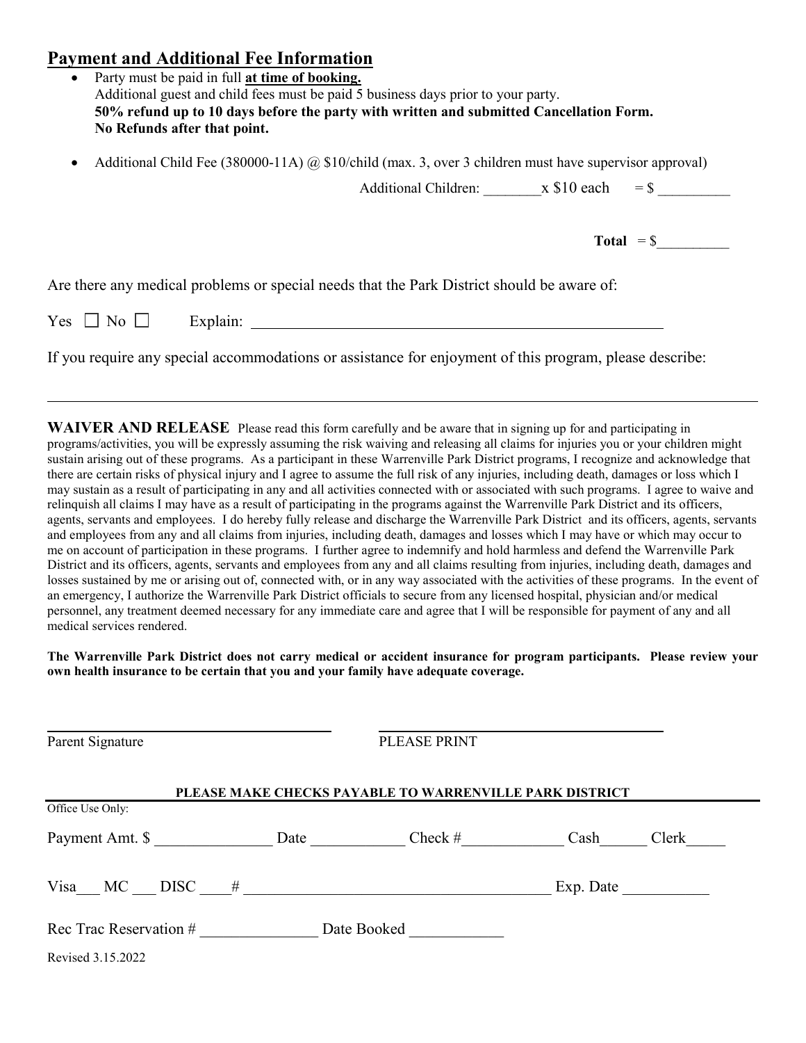## Payment and Additional Fee Information

- Party must be paid in full **at time of booking.**
  Additional guest and child fees must be paid 5 business days prior to your party.
  **50% refund up to 10 days before the party with written and submitted Cancellation Form.**
  **No Refunds after that point.**

- Additional Child Fee (380000-11A) @ $10/child (max. 3, over 3 children must have supervisor approval)

Additional Children: ________x $10 each = $ __________

**Total** = $__________

Are there any medical problems or special needs that the Park District should be aware of:

Yes ☐ No ☐ Explain: ________________________________________________________

If you require any special accommodations or assistance for enjoyment of this program, please describe:

______________________________________________________________________________________

**WAIVER AND RELEASE** Please read this form carefully and be aware that in signing up for and participating in programs/activities, you will be expressly assuming the risk waiving and releasing all claims for injuries you or your children might sustain arising out of these programs. As a participant in these Warrenville Park District programs, I recognize and acknowledge that there are certain risks of physical injury and I agree to assume the full risk of any injuries, including death, damages or loss which I may sustain as a result of participating in any and all activities connected with or associated with such programs. I agree to waive and relinquish all claims I may have as a result of participating in the programs against the Warrenville Park District and its officers, agents, servants and employees. I do hereby fully release and discharge the Warrenville Park District and its officers, agents, servants and employees from any and all claims from injuries, including death, damages and losses which I may have or which may occur to me on account of participation in these programs. I further agree to indemnify and hold harmless and defend the Warrenville Park District and its officers, agents, servants and employees from any and all claims resulting from injuries, including death, damages and losses sustained by me or arising out of, connected with, or in any way associated with the activities of these programs. In the event of an emergency, I authorize the Warrenville Park District officials to secure from any licensed hospital, physician and/or medical personnel, any treatment deemed necessary for any immediate care and agree that I will be responsible for payment of any and all medical services rendered.

**The Warrenville Park District does not carry medical or accident insurance for program participants. Please review your own health insurance to be certain that you and your family have adequate coverage.**

________________________________________ ________________________________________

Parent Signature PLEASE PRINT

**PLEASE MAKE CHECKS PAYABLE TO WARRENVILLE PARK DISTRICT**

Office Use Only:

Payment Amt. $ _______________ Date ____________ Check #_____________ Cash______ Clerk_____

Visa___ MC ___ DISC ____# ________________________________________ Exp. Date ___________

Rec Trac Reservation # _______________ Date Booked ____________

Revised 3.15.2022